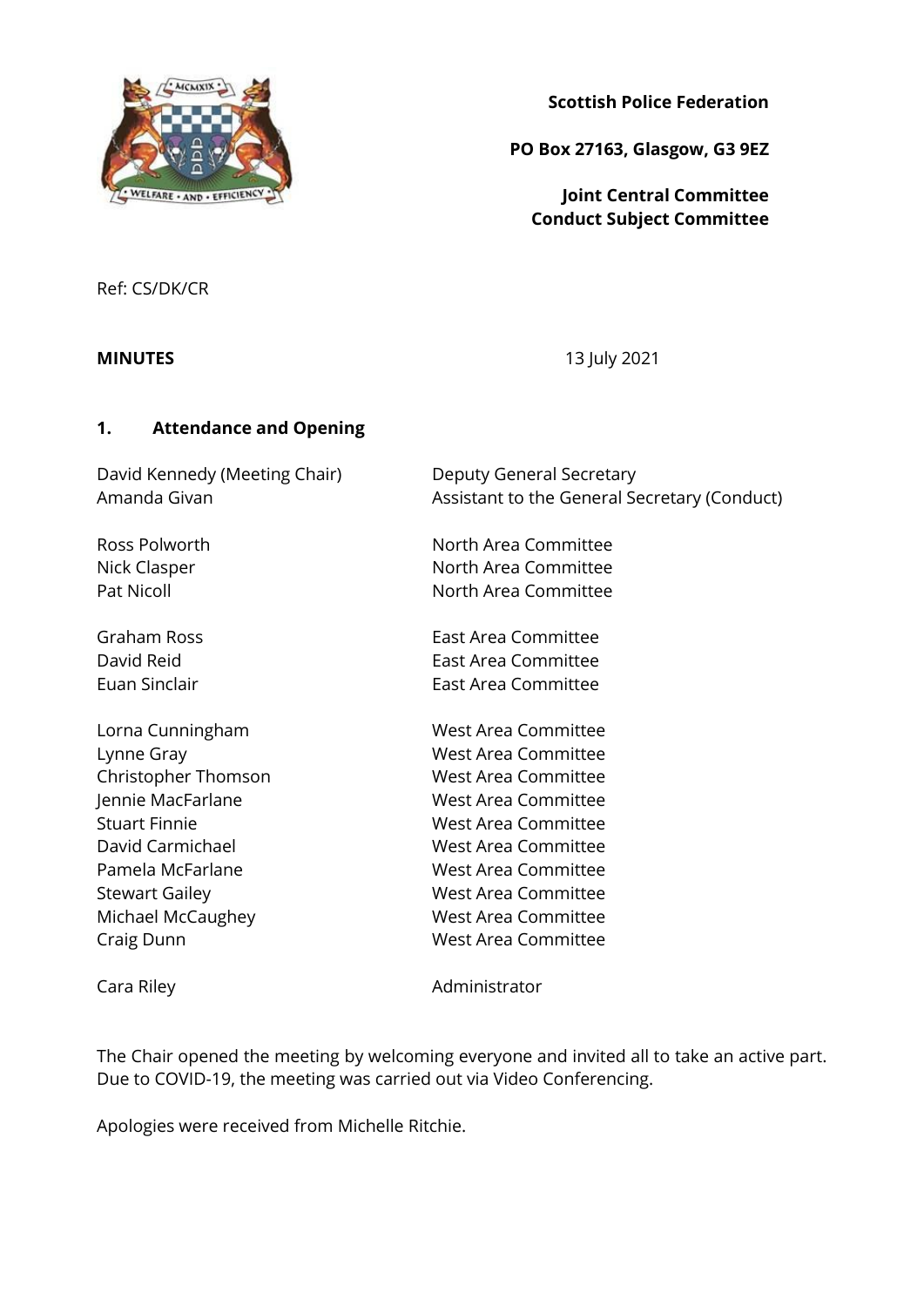**Scottish Police Federation**

**PO Box 27163, Glasgow, G3 9EZ**

**Joint Central Committee**
**Conduct Subject Committee**

Ref: CS/DK/CR

**MINUTES** 13 July 2021

## 1. Attendance and Opening

| | |
|---|---|
| David Kennedy (Meeting Chair) | Deputy General Secretary |
| Amanda Givan | Assistant to the General Secretary (Conduct) |
| | |
| Ross Polworth | North Area Committee |
| Nick Clasper | North Area Committee |
| Pat Nicoll | North Area Committee |
| | |
| Graham Ross | East Area Committee |
| David Reid | East Area Committee |
| Euan Sinclair | East Area Committee |
| | |
| Lorna Cunningham | West Area Committee |
| Lynne Gray | West Area Committee |
| Christopher Thomson | West Area Committee |
| Jennie MacFarlane | West Area Committee |
| Stuart Finnie | West Area Committee |
| David Carmichael | West Area Committee |
| Pamela McFarlane | West Area Committee |
| Stewart Gailey | West Area Committee |
| Michael McCaughey | West Area Committee |
| Craig Dunn | West Area Committee |
| | |
| Cara Riley | Administrator |

The Chair opened the meeting by welcoming everyone and invited all to take an active part. Due to COVID-19, the meeting was carried out via Video Conferencing.

Apologies were received from Michelle Ritchie.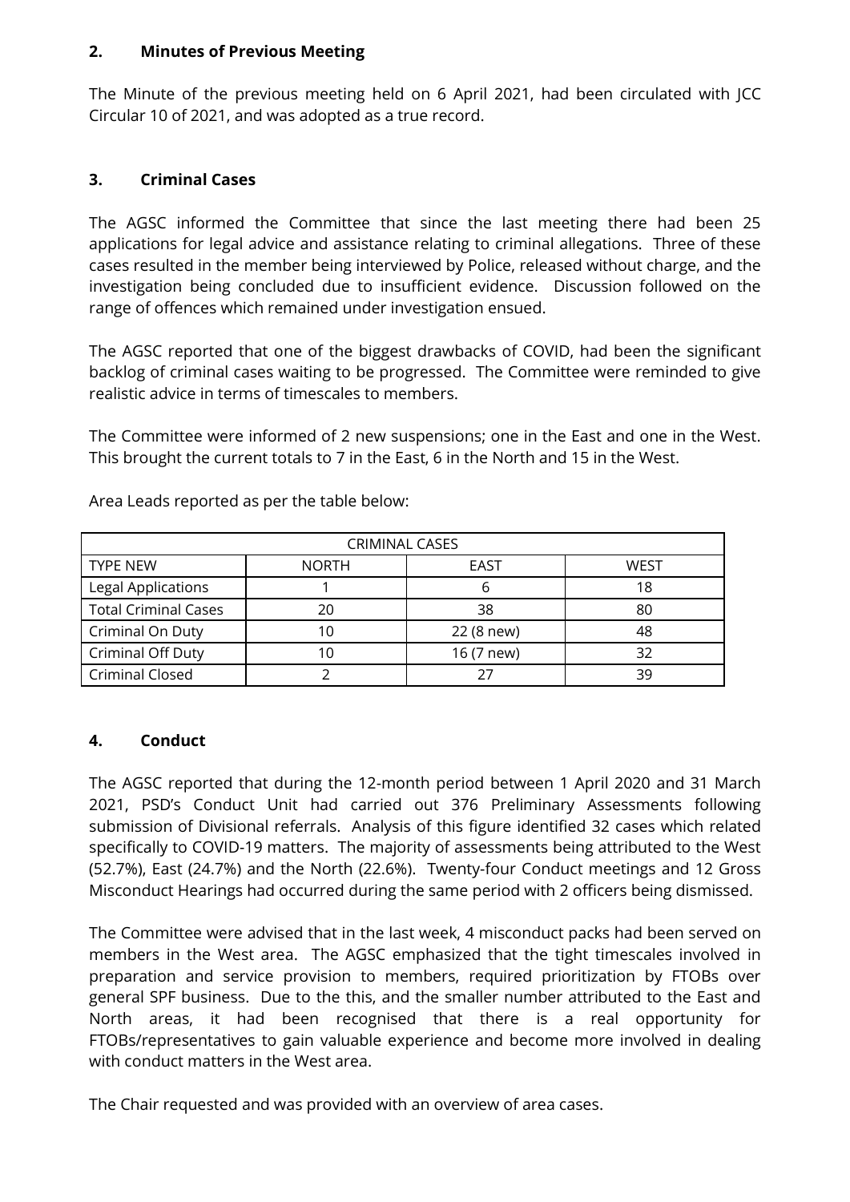## 2. Minutes of Previous Meeting

The Minute of the previous meeting held on 6 April 2021, had been circulated with JCC Circular 10 of 2021, and was adopted as a true record.

## 3. Criminal Cases

The AGSC informed the Committee that since the last meeting there had been 25 applications for legal advice and assistance relating to criminal allegations. Three of these cases resulted in the member being interviewed by Police, released without charge, and the investigation being concluded due to insufficient evidence. Discussion followed on the range of offences which remained under investigation ensued.

The AGSC reported that one of the biggest drawbacks of COVID, had been the significant backlog of criminal cases waiting to be progressed. The Committee were reminded to give realistic advice in terms of timescales to members.

The Committee were informed of 2 new suspensions; one in the East and one in the West. This brought the current totals to 7 in the East, 6 in the North and 15 in the West.

Area Leads reported as per the table below:

| CRIMINAL CASES | | | |
|---|---|---|---|
| TYPE NEW | NORTH | EAST | WEST |
| Legal Applications | 1 | 6 | 18 |
| Total Criminal Cases | 20 | 38 | 80 |
| Criminal On Duty | 10 | 22 (8 new) | 48 |
| Criminal Off Duty | 10 | 16 (7 new) | 32 |
| Criminal Closed | 2 | 27 | 39 |

## 4. Conduct

The AGSC reported that during the 12-month period between 1 April 2020 and 31 March 2021, PSD's Conduct Unit had carried out 376 Preliminary Assessments following submission of Divisional referrals. Analysis of this figure identified 32 cases which related specifically to COVID-19 matters. The majority of assessments being attributed to the West (52.7%), East (24.7%) and the North (22.6%). Twenty-four Conduct meetings and 12 Gross Misconduct Hearings had occurred during the same period with 2 officers being dismissed.

The Committee were advised that in the last week, 4 misconduct packs had been served on members in the West area. The AGSC emphasized that the tight timescales involved in preparation and service provision to members, required prioritization by FTOBs over general SPF business. Due to the this, and the smaller number attributed to the East and North areas, it had been recognised that there is a real opportunity for FTOBs/representatives to gain valuable experience and become more involved in dealing with conduct matters in the West area.

The Chair requested and was provided with an overview of area cases.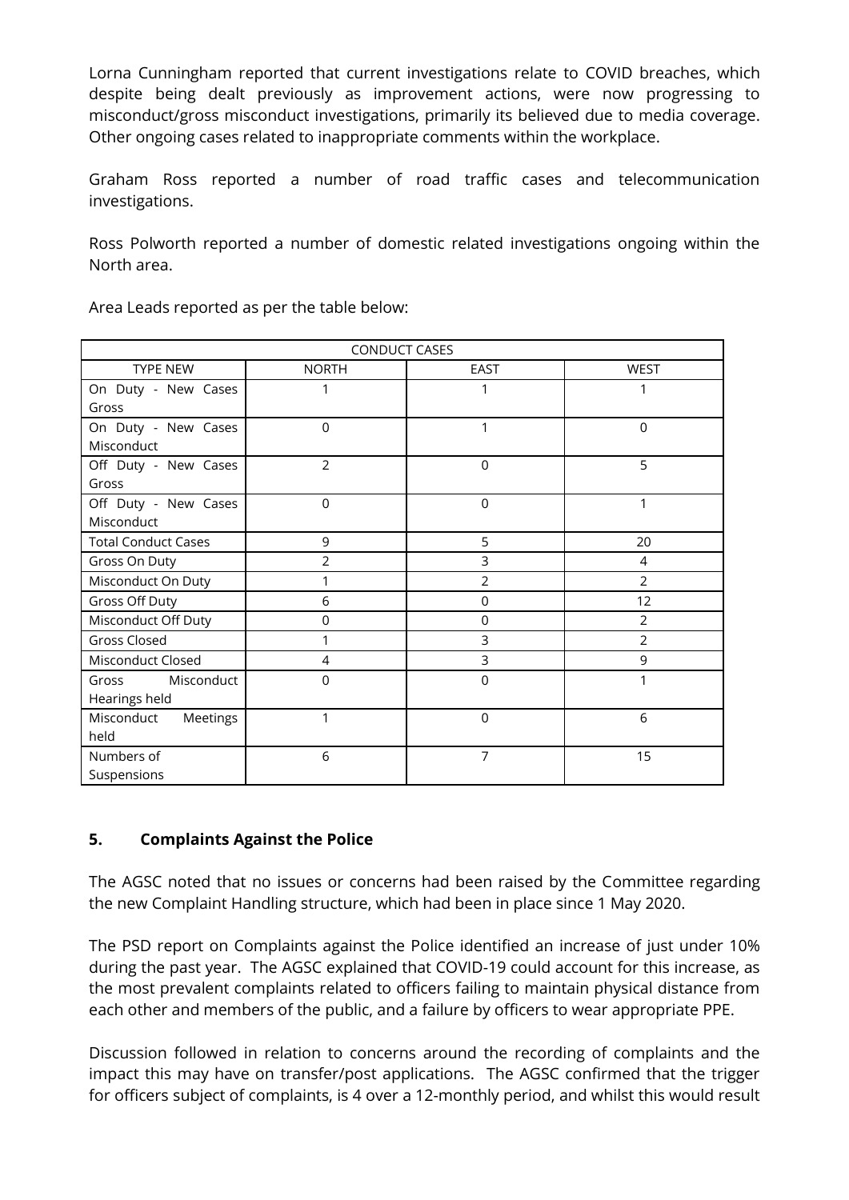Lorna Cunningham reported that current investigations relate to COVID breaches, which despite being dealt previously as improvement actions, were now progressing to misconduct/gross misconduct investigations, primarily its believed due to media coverage. Other ongoing cases related to inappropriate comments within the workplace.

Graham Ross reported a number of road traffic cases and telecommunication investigations.

Ross Polworth reported a number of domestic related investigations ongoing within the North area.

Area Leads reported as per the table below:

| CONDUCT CASES | | | |
|---|---|---|---|
| TYPE NEW | NORTH | EAST | WEST |
| On Duty - New Cases Gross | 1 | 1 | 1 |
| On Duty - New Cases Misconduct | 0 | 1 | 0 |
| Off Duty - New Cases Gross | 2 | 0 | 5 |
| Off Duty - New Cases Misconduct | 0 | 0 | 1 |
| Total Conduct Cases | 9 | 5 | 20 |
| Gross On Duty | 2 | 3 | 4 |
| Misconduct On Duty | 1 | 2 | 2 |
| Gross Off Duty | 6 | 0 | 12 |
| Misconduct Off Duty | 0 | 0 | 2 |
| Gross Closed | 1 | 3 | 2 |
| Misconduct Closed | 4 | 3 | 9 |
| Gross Misconduct Hearings held | 0 | 0 | 1 |
| Misconduct Meetings held | 1 | 0 | 6 |
| Numbers of Suspensions | 6 | 7 | 15 |

## 5. Complaints Against the Police

The AGSC noted that no issues or concerns had been raised by the Committee regarding the new Complaint Handling structure, which had been in place since 1 May 2020.

The PSD report on Complaints against the Police identified an increase of just under 10% during the past year. The AGSC explained that COVID-19 could account for this increase, as the most prevalent complaints related to officers failing to maintain physical distance from each other and members of the public, and a failure by officers to wear appropriate PPE.

Discussion followed in relation to concerns around the recording of complaints and the impact this may have on transfer/post applications. The AGSC confirmed that the trigger for officers subject of complaints, is 4 over a 12-monthly period, and whilst this would result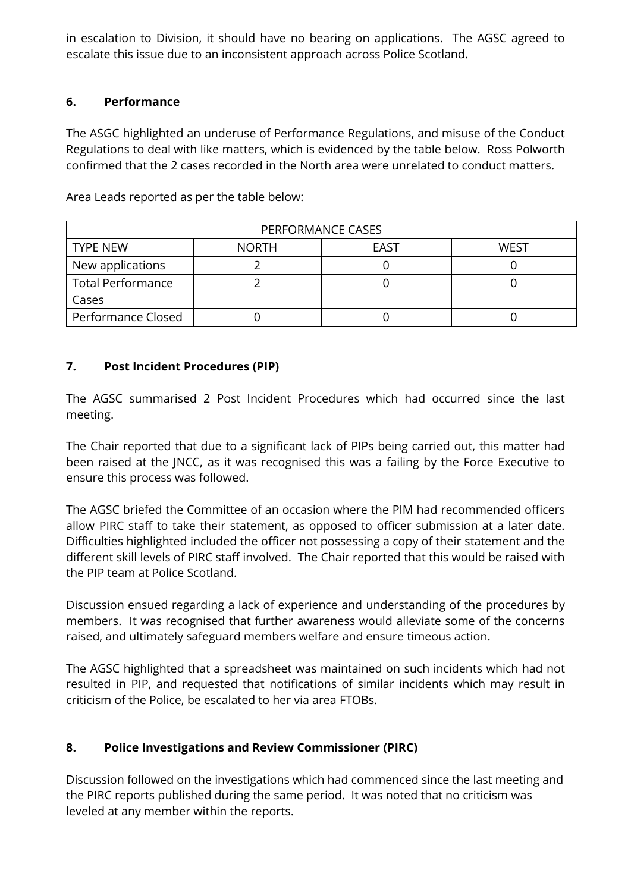in escalation to Division, it should have no bearing on applications. The AGSC agreed to escalate this issue due to an inconsistent approach across Police Scotland.

## 6. Performance

The ASGC highlighted an underuse of Performance Regulations, and misuse of the Conduct Regulations to deal with like matters, which is evidenced by the table below. Ross Polworth confirmed that the 2 cases recorded in the North area were unrelated to conduct matters.

Area Leads reported as per the table below:

| PERFORMANCE CASES | | | |
|---|---|---|---|
| TYPE NEW | NORTH | EAST | WEST |
| New applications | 2 | 0 | 0 |
| Total Performance Cases | 2 | 0 | 0 |
| Performance Closed | 0 | 0 | 0 |

## 7. Post Incident Procedures (PIP)

The AGSC summarised 2 Post Incident Procedures which had occurred since the last meeting.

The Chair reported that due to a significant lack of PIPs being carried out, this matter had been raised at the JNCC, as it was recognised this was a failing by the Force Executive to ensure this process was followed.

The AGSC briefed the Committee of an occasion where the PIM had recommended officers allow PIRC staff to take their statement, as opposed to officer submission at a later date. Difficulties highlighted included the officer not possessing a copy of their statement and the different skill levels of PIRC staff involved. The Chair reported that this would be raised with the PIP team at Police Scotland.

Discussion ensued regarding a lack of experience and understanding of the procedures by members. It was recognised that further awareness would alleviate some of the concerns raised, and ultimately safeguard members welfare and ensure timeous action.

The AGSC highlighted that a spreadsheet was maintained on such incidents which had not resulted in PIP, and requested that notifications of similar incidents which may result in criticism of the Police, be escalated to her via area FTOBs.

## 8. Police Investigations and Review Commissioner (PIRC)

Discussion followed on the investigations which had commenced since the last meeting and the PIRC reports published during the same period. It was noted that no criticism was leveled at any member within the reports.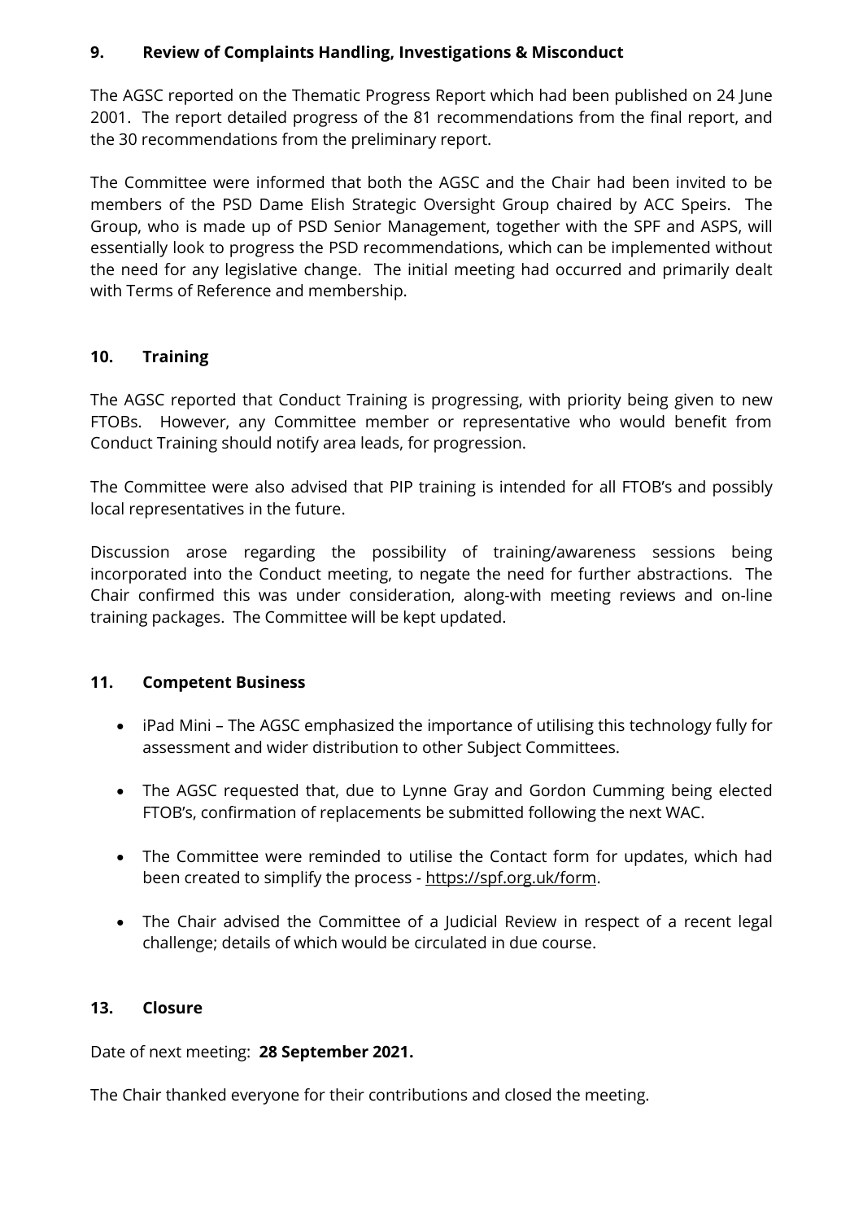## 9. Review of Complaints Handling, Investigations & Misconduct

The AGSC reported on the Thematic Progress Report which had been published on 24 June 2001. The report detailed progress of the 81 recommendations from the final report, and the 30 recommendations from the preliminary report.

The Committee were informed that both the AGSC and the Chair had been invited to be members of the PSD Dame Elish Strategic Oversight Group chaired by ACC Speirs. The Group, who is made up of PSD Senior Management, together with the SPF and ASPS, will essentially look to progress the PSD recommendations, which can be implemented without the need for any legislative change. The initial meeting had occurred and primarily dealt with Terms of Reference and membership.

## 10. Training

The AGSC reported that Conduct Training is progressing, with priority being given to new FTOBs. However, any Committee member or representative who would benefit from Conduct Training should notify area leads, for progression.

The Committee were also advised that PIP training is intended for all FTOB's and possibly local representatives in the future.

Discussion arose regarding the possibility of training/awareness sessions being incorporated into the Conduct meeting, to negate the need for further abstractions. The Chair confirmed this was under consideration, along-with meeting reviews and on-line training packages. The Committee will be kept updated.

## 11. Competent Business

- iPad Mini – The AGSC emphasized the importance of utilising this technology fully for assessment and wider distribution to other Subject Committees.
- The AGSC requested that, due to Lynne Gray and Gordon Cumming being elected FTOB's, confirmation of replacements be submitted following the next WAC.
- The Committee were reminded to utilise the Contact form for updates, which had been created to simplify the process - https://spf.org.uk/form.
- The Chair advised the Committee of a Judicial Review in respect of a recent legal challenge; details of which would be circulated in due course.

## 13. Closure

Date of next meeting: **28 September 2021.**

The Chair thanked everyone for their contributions and closed the meeting.